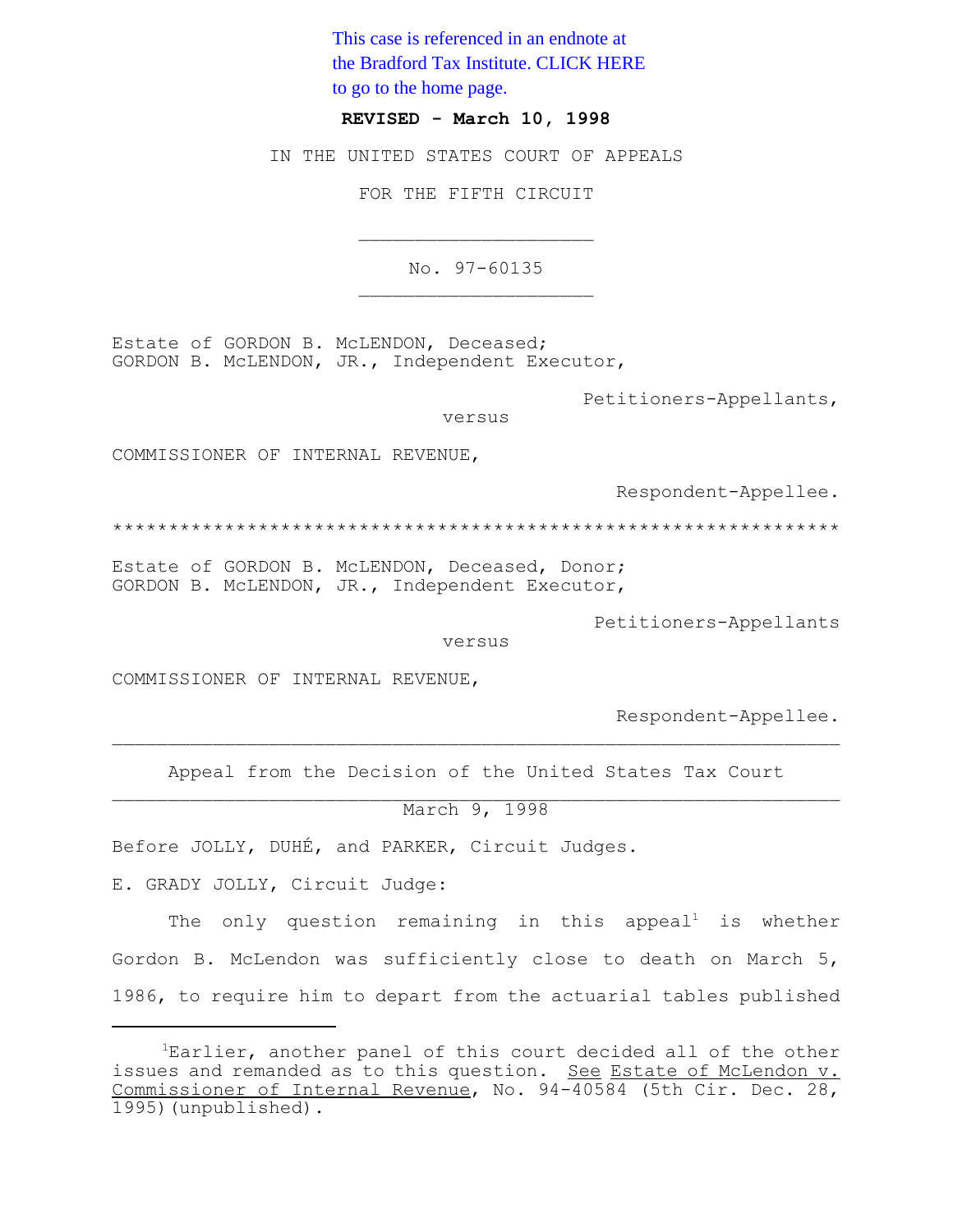This case is referenced in an endnote at the Bradford Tax Institute. CLICK HERE to go to the home page.

**REVISED - March 10, 1998**

IN THE UNITED STATES COURT OF APPEALS

FOR THE FIFTH CIRCUIT

No. 97-60135

Estate of GORDON B. McLENDON, Deceased;
GORDON B. McLENDON, JR., Independent Executor,

Petitioners-Appellants,

versus

COMMISSIONER OF INTERNAL REVENUE,

Respondent-Appellee.

************************************************************

Estate of GORDON B. McLENDON, Deceased, Donor;
GORDON B. McLENDON, JR., Independent Executor,

Petitioners-Appellants

versus

COMMISSIONER OF INTERNAL REVENUE,

Respondent-Appellee.

Appeal from the Decision of the United States Tax Court

March 9, 1998

Before JOLLY, DUHÉ, and PARKER, Circuit Judges.

E. GRADY JOLLY, Circuit Judge:

The only question remaining in this appeal[1] is whether Gordon B. McLendon was sufficiently close to death on March 5, 1986, to require him to depart from the actuarial tables published

[1] Earlier, another panel of this court decided all of the other issues and remanded as to this question. See Estate of McLendon v. Commissioner of Internal Revenue, No. 94-40584 (5th Cir. Dec. 28, 1995)(unpublished).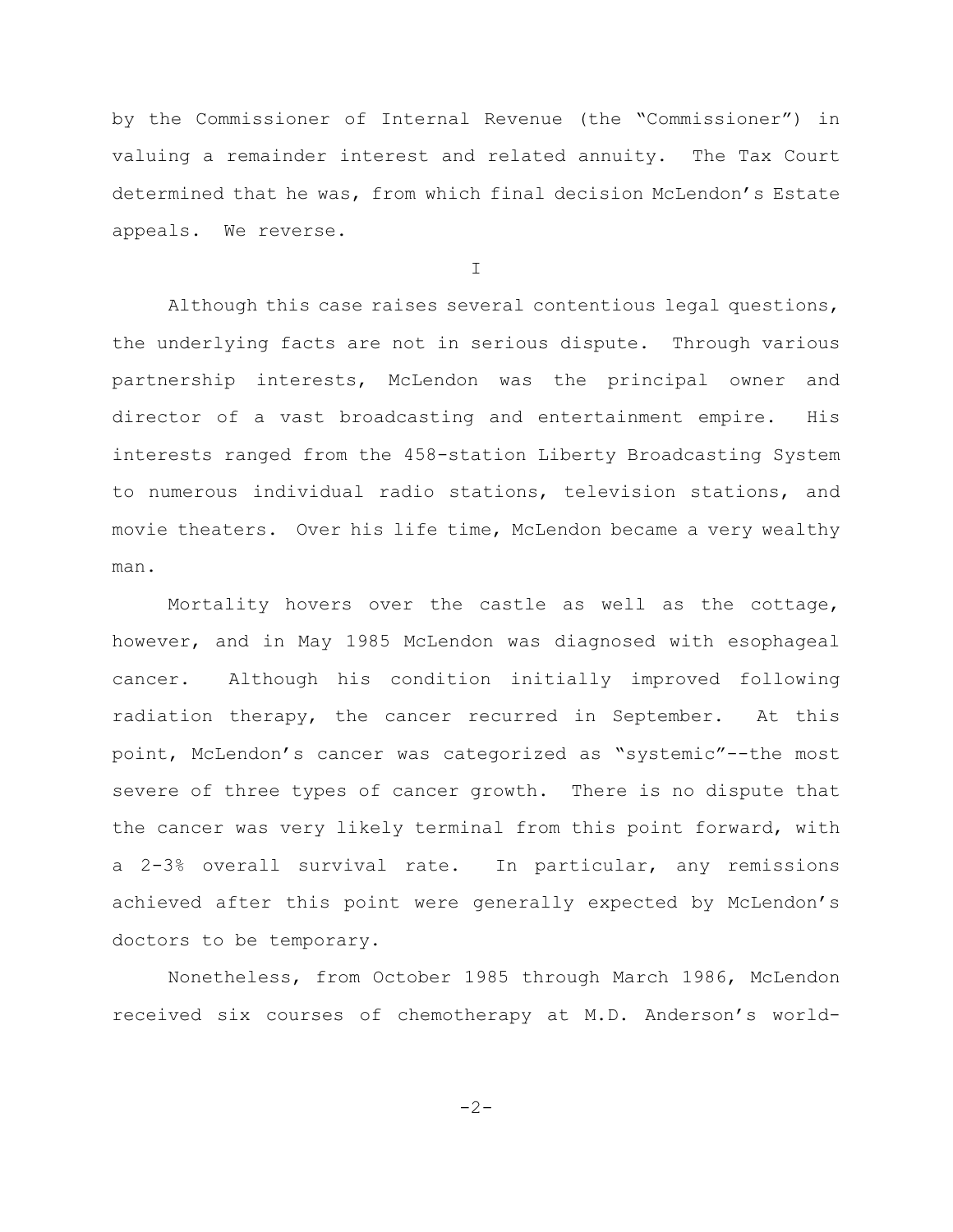by the Commissioner of Internal Revenue (the "Commissioner") in valuing a remainder interest and related annuity. The Tax Court determined that he was, from which final decision McLendon's Estate appeals. We reverse.

I

Although this case raises several contentious legal questions, the underlying facts are not in serious dispute. Through various partnership interests, McLendon was the principal owner and director of a vast broadcasting and entertainment empire. His interests ranged from the 458-station Liberty Broadcasting System to numerous individual radio stations, television stations, and movie theaters. Over his life time, McLendon became a very wealthy man.

Mortality hovers over the castle as well as the cottage, however, and in May 1985 McLendon was diagnosed with esophageal cancer. Although his condition initially improved following radiation therapy, the cancer recurred in September. At this point, McLendon's cancer was categorized as "systemic"--the most severe of three types of cancer growth. There is no dispute that the cancer was very likely terminal from this point forward, with a 2-3% overall survival rate. In particular, any remissions achieved after this point were generally expected by McLendon's doctors to be temporary.

Nonetheless, from October 1985 through March 1986, McLendon received six courses of chemotherapy at M.D. Anderson's world-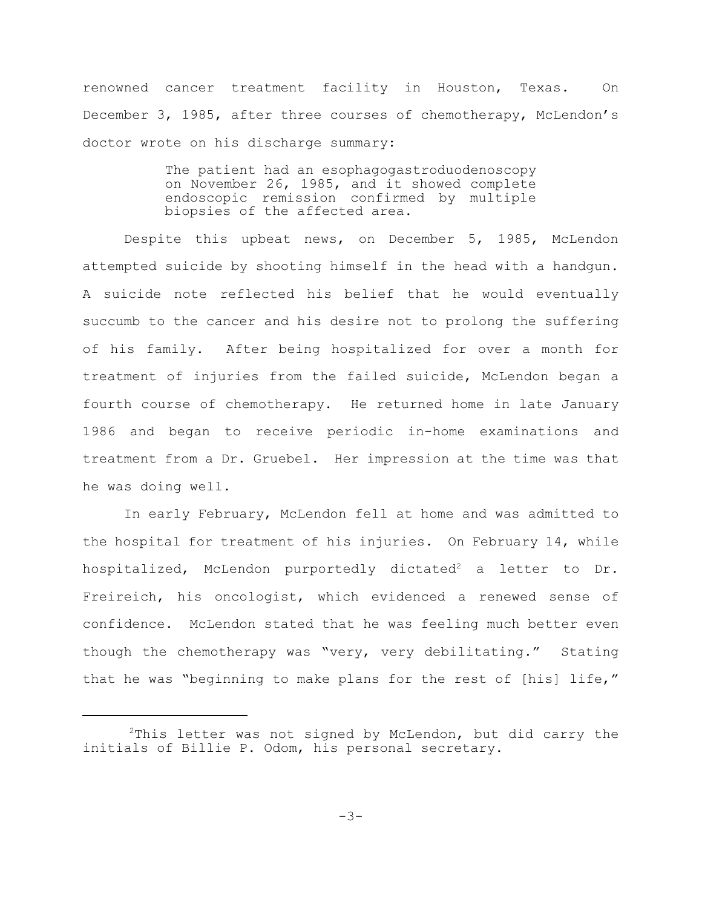renowned cancer treatment facility in Houston, Texas. On December 3, 1985, after three courses of chemotherapy, McLendon's doctor wrote on his discharge summary:

> The patient had an esophagogastroduodenoscopy on November 26, 1985, and it showed complete endoscopic remission confirmed by multiple biopsies of the affected area.

Despite this upbeat news, on December 5, 1985, McLendon attempted suicide by shooting himself in the head with a handgun. A suicide note reflected his belief that he would eventually succumb to the cancer and his desire not to prolong the suffering of his family. After being hospitalized for over a month for treatment of injuries from the failed suicide, McLendon began a fourth course of chemotherapy. He returned home in late January 1986 and began to receive periodic in-home examinations and treatment from a Dr. Gruebel. Her impression at the time was that he was doing well.

In early February, McLendon fell at home and was admitted to the hospital for treatment of his injuries. On February 14, while hospitalized, McLendon purportedly dictated[2] a letter to Dr. Freireich, his oncologist, which evidenced a renewed sense of confidence. McLendon stated that he was feeling much better even though the chemotherapy was "very, very debilitating." Stating that he was "beginning to make plans for the rest of [his] life,"

---

[2]This letter was not signed by McLendon, but did carry the initials of Billie P. Odom, his personal secretary.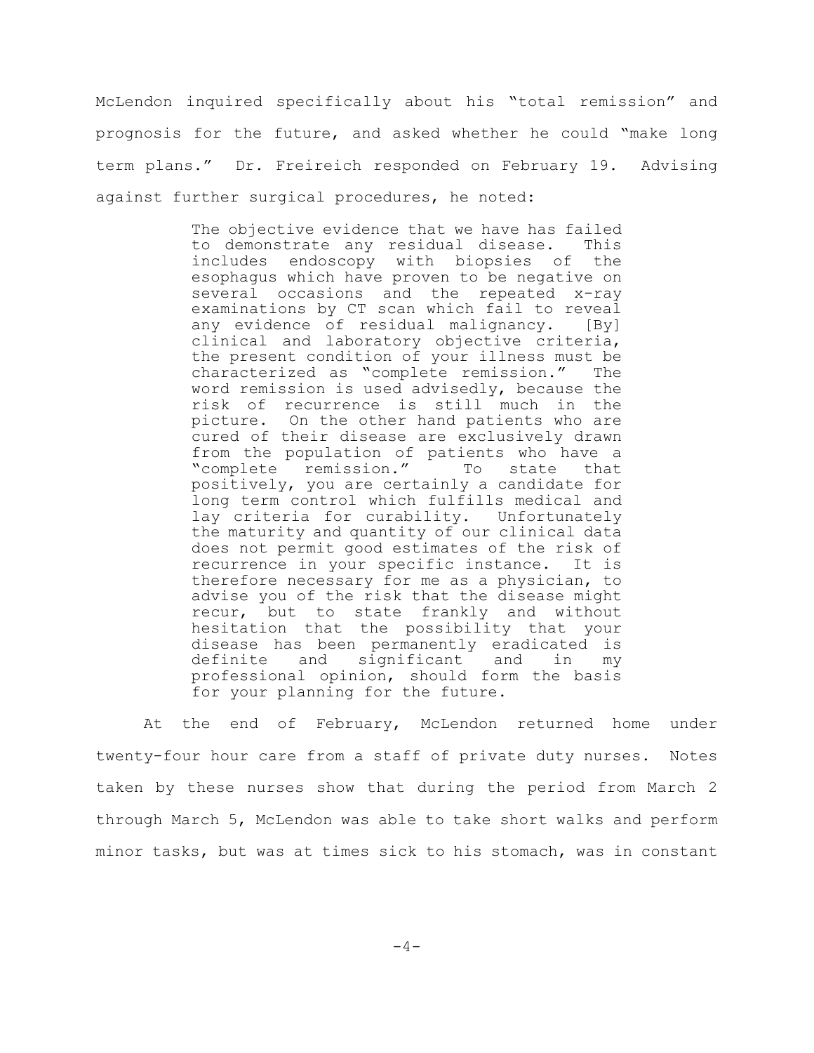McLendon inquired specifically about his "total remission" and prognosis for the future, and asked whether he could "make long term plans." Dr. Freireich responded on February 19. Advising against further surgical procedures, he noted:

> The objective evidence that we have has failed to demonstrate any residual disease. This includes endoscopy with biopsies of the esophagus which have proven to be negative on several occasions and the repeated x-ray examinations by CT scan which fail to reveal any evidence of residual malignancy. [By] clinical and laboratory objective criteria, the present condition of your illness must be characterized as "complete remission." The word remission is used advisedly, because the risk of recurrence is still much in the picture. On the other hand patients who are cured of their disease are exclusively drawn from the population of patients who have a "complete remission." To state that positively, you are certainly a candidate for long term control which fulfills medical and lay criteria for curability. Unfortunately the maturity and quantity of our clinical data does not permit good estimates of the risk of recurrence in your specific instance. It is therefore necessary for me as a physician, to advise you of the risk that the disease might recur, but to state frankly and without hesitation that the possibility that your disease has been permanently eradicated is definite and significant and in my professional opinion, should form the basis for your planning for the future.

At the end of February, McLendon returned home under twenty-four hour care from a staff of private duty nurses. Notes taken by these nurses show that during the period from March 2 through March 5, McLendon was able to take short walks and perform minor tasks, but was at times sick to his stomach, was in constant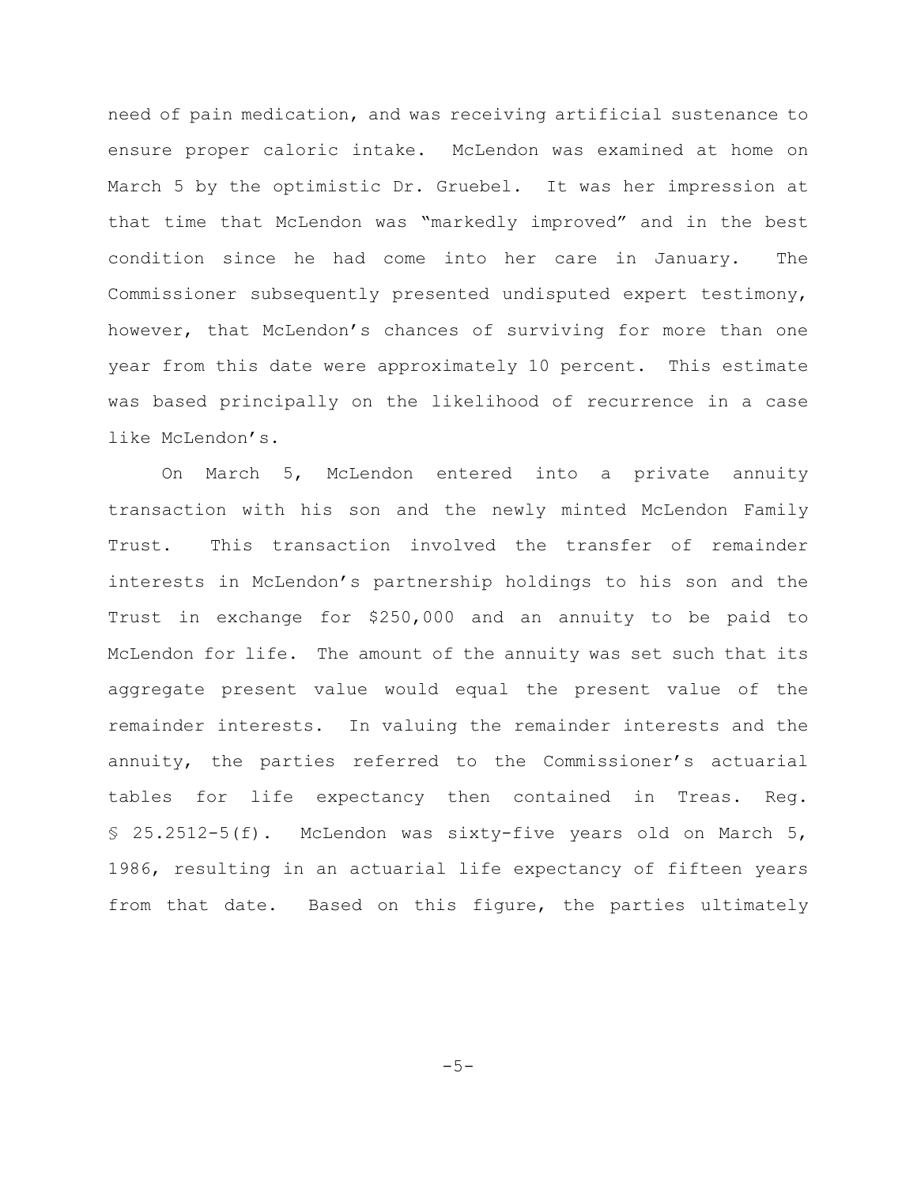need of pain medication, and was receiving artificial sustenance to ensure proper caloric intake. McLendon was examined at home on March 5 by the optimistic Dr. Gruebel. It was her impression at that time that McLendon was "markedly improved" and in the best condition since he had come into her care in January. The Commissioner subsequently presented undisputed expert testimony, however, that McLendon's chances of surviving for more than one year from this date were approximately 10 percent. This estimate was based principally on the likelihood of recurrence in a case like McLendon's.

On March 5, McLendon entered into a private annuity transaction with his son and the newly minted McLendon Family Trust. This transaction involved the transfer of remainder interests in McLendon's partnership holdings to his son and the Trust in exchange for $250,000 and an annuity to be paid to McLendon for life. The amount of the annuity was set such that its aggregate present value would equal the present value of the remainder interests. In valuing the remainder interests and the annuity, the parties referred to the Commissioner's actuarial tables for life expectancy then contained in Treas. Reg. § 25.2512-5(f). McLendon was sixty-five years old on March 5, 1986, resulting in an actuarial life expectancy of fifteen years from that date. Based on this figure, the parties ultimately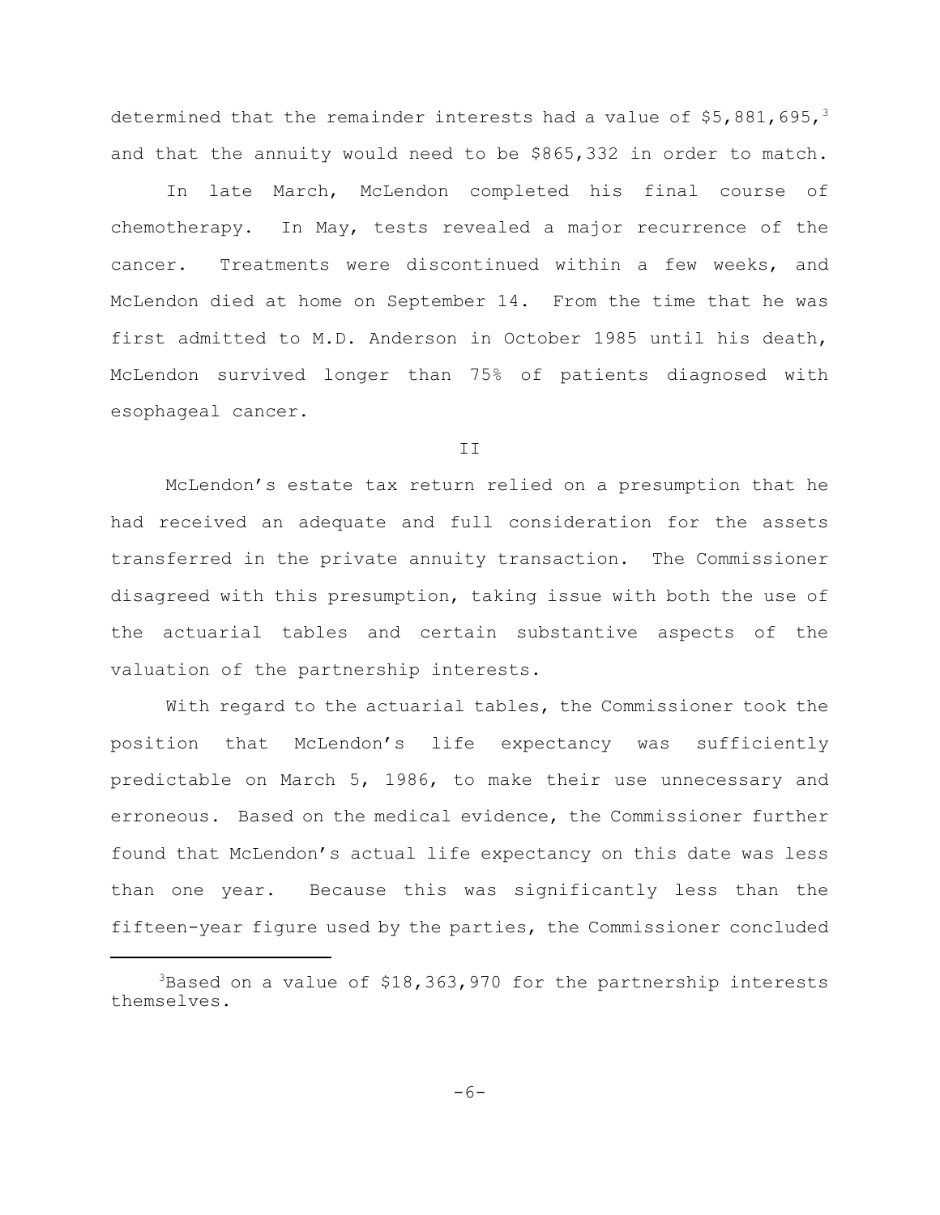determined that the remainder interests had a value of $5,881,695,[3] and that the annuity would need to be $865,332 in order to match.

In late March, McLendon completed his final course of chemotherapy. In May, tests revealed a major recurrence of the cancer. Treatments were discontinued within a few weeks, and McLendon died at home on September 14. From the time that he was first admitted to M.D. Anderson in October 1985 until his death, McLendon survived longer than 75% of patients diagnosed with esophageal cancer.

## II

McLendon's estate tax return relied on a presumption that he had received an adequate and full consideration for the assets transferred in the private annuity transaction. The Commissioner disagreed with this presumption, taking issue with both the use of the actuarial tables and certain substantive aspects of the valuation of the partnership interests.

With regard to the actuarial tables, the Commissioner took the position that McLendon's life expectancy was sufficiently predictable on March 5, 1986, to make their use unnecessary and erroneous. Based on the medical evidence, the Commissioner further found that McLendon's actual life expectancy on this date was less than one year. Because this was significantly less than the fifteen-year figure used by the parties, the Commissioner concluded

---

[3] Based on a value of $18,363,970 for the partnership interests themselves.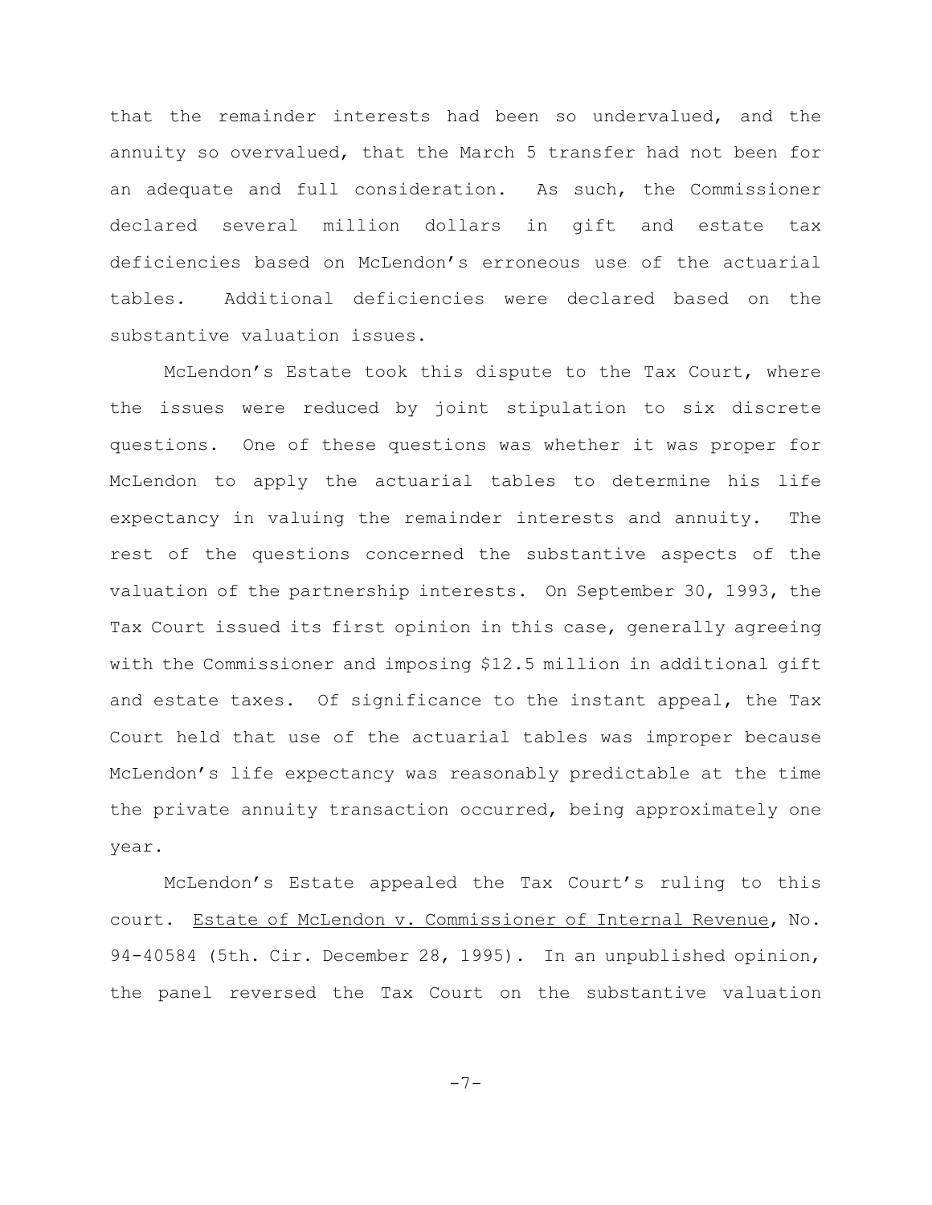that the remainder interests had been so undervalued, and the annuity so overvalued, that the March 5 transfer had not been for an adequate and full consideration. As such, the Commissioner declared several million dollars in gift and estate tax deficiencies based on McLendon's erroneous use of the actuarial tables. Additional deficiencies were declared based on the substantive valuation issues.

McLendon's Estate took this dispute to the Tax Court, where the issues were reduced by joint stipulation to six discrete questions. One of these questions was whether it was proper for McLendon to apply the actuarial tables to determine his life expectancy in valuing the remainder interests and annuity. The rest of the questions concerned the substantive aspects of the valuation of the partnership interests. On September 30, 1993, the Tax Court issued its first opinion in this case, generally agreeing with the Commissioner and imposing $12.5 million in additional gift and estate taxes. Of significance to the instant appeal, the Tax Court held that use of the actuarial tables was improper because McLendon's life expectancy was reasonably predictable at the time the private annuity transaction occurred, being approximately one year.

McLendon's Estate appealed the Tax Court's ruling to this court. Estate of McLendon v. Commissioner of Internal Revenue, No. 94-40584 (5th. Cir. December 28, 1995). In an unpublished opinion, the panel reversed the Tax Court on the substantive valuation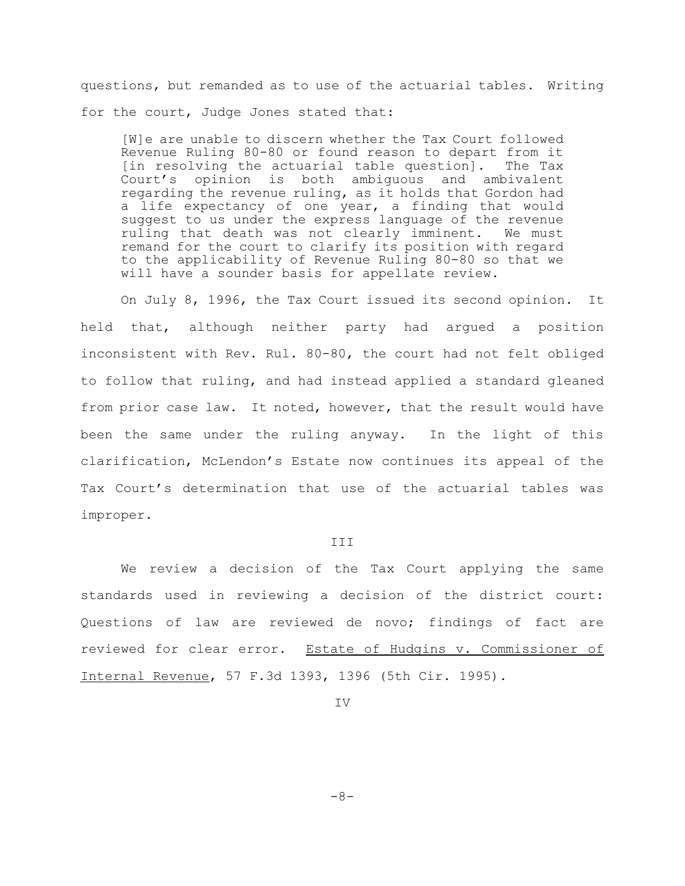questions, but remanded as to use of the actuarial tables. Writing for the court, Judge Jones stated that:

> [W]e are unable to discern whether the Tax Court followed Revenue Ruling 80-80 or found reason to depart from it [in resolving the actuarial table question]. The Tax Court's opinion is both ambiguous and ambivalent regarding the revenue ruling, as it holds that Gordon had a life expectancy of one year, a finding that would suggest to us under the express language of the revenue ruling that death was not clearly imminent. We must remand for the court to clarify its position with regard to the applicability of Revenue Ruling 80-80 so that we will have a sounder basis for appellate review.

On July 8, 1996, the Tax Court issued its second opinion. It held that, although neither party had argued a position inconsistent with Rev. Rul. 80-80, the court had not felt obliged to follow that ruling, and had instead applied a standard gleaned from prior case law. It noted, however, that the result would have been the same under the ruling anyway. In the light of this clarification, McLendon's Estate now continues its appeal of the Tax Court's determination that use of the actuarial tables was improper.

## III

We review a decision of the Tax Court applying the same standards used in reviewing a decision of the district court: Questions of law are reviewed de novo; findings of fact are reviewed for clear error. Estate of Hudgins v. Commissioner of Internal Revenue, 57 F.3d 1393, 1396 (5th Cir. 1995).

## IV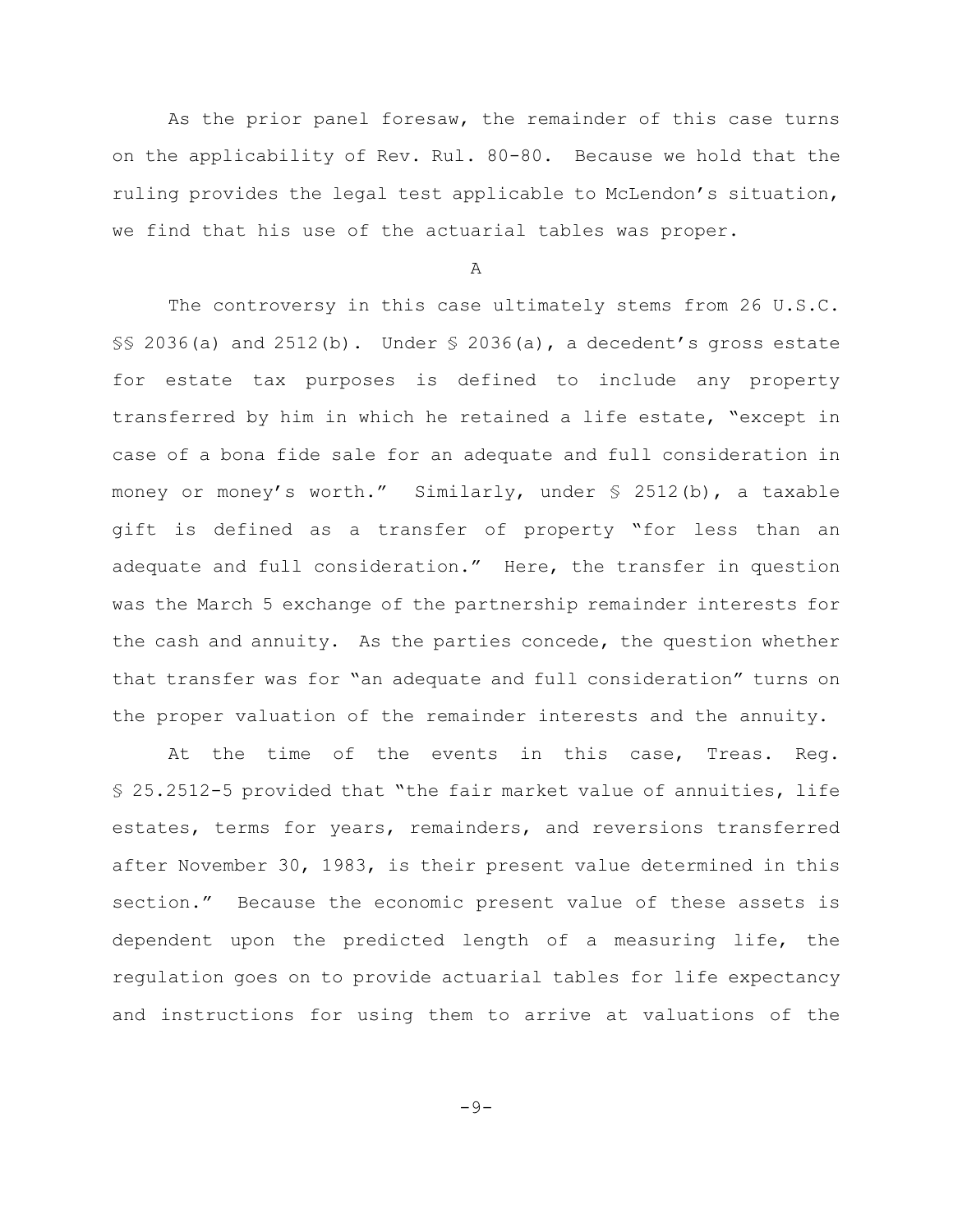As the prior panel foresaw, the remainder of this case turns on the applicability of Rev. Rul. 80-80. Because we hold that the ruling provides the legal test applicable to McLendon's situation, we find that his use of the actuarial tables was proper.

### A

The controversy in this case ultimately stems from 26 U.S.C. §§ 2036(a) and 2512(b). Under § 2036(a), a decedent's gross estate for estate tax purposes is defined to include any property transferred by him in which he retained a life estate, "except in case of a bona fide sale for an adequate and full consideration in money or money's worth." Similarly, under § 2512(b), a taxable gift is defined as a transfer of property "for less than an adequate and full consideration." Here, the transfer in question was the March 5 exchange of the partnership remainder interests for the cash and annuity. As the parties concede, the question whether that transfer was for "an adequate and full consideration" turns on the proper valuation of the remainder interests and the annuity.

At the time of the events in this case, Treas. Reg. § 25.2512-5 provided that "the fair market value of annuities, life estates, terms for years, remainders, and reversions transferred after November 30, 1983, is their present value determined in this section." Because the economic present value of these assets is dependent upon the predicted length of a measuring life, the regulation goes on to provide actuarial tables for life expectancy and instructions for using them to arrive at valuations of the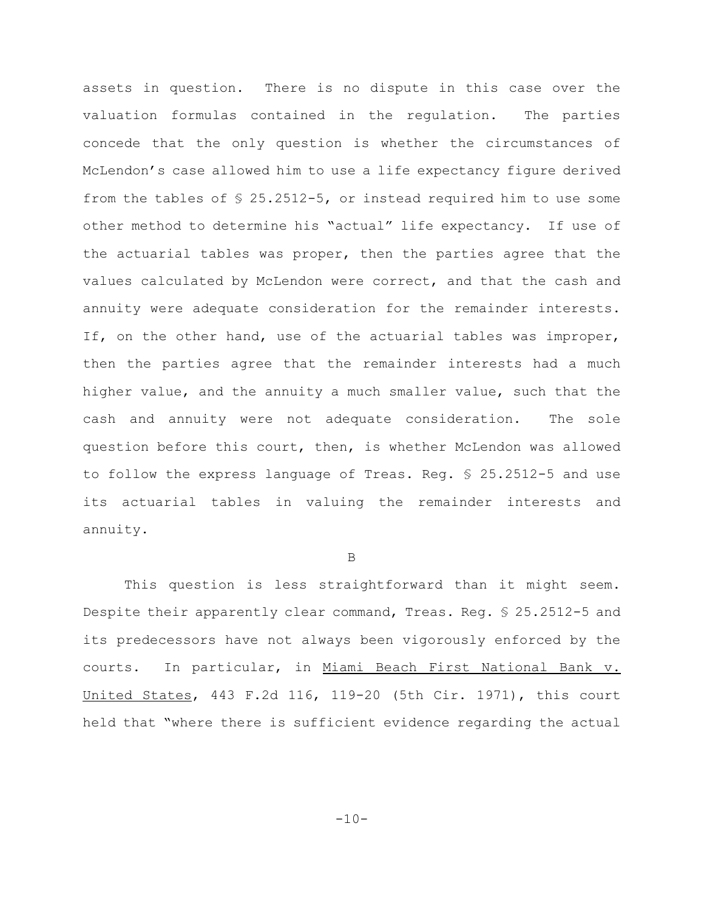assets in question. There is no dispute in this case over the valuation formulas contained in the regulation. The parties concede that the only question is whether the circumstances of McLendon's case allowed him to use a life expectancy figure derived from the tables of § 25.2512-5, or instead required him to use some other method to determine his "actual" life expectancy. If use of the actuarial tables was proper, then the parties agree that the values calculated by McLendon were correct, and that the cash and annuity were adequate consideration for the remainder interests. If, on the other hand, use of the actuarial tables was improper, then the parties agree that the remainder interests had a much higher value, and the annuity a much smaller value, such that the cash and annuity were not adequate consideration. The sole question before this court, then, is whether McLendon was allowed to follow the express language of Treas. Reg. § 25.2512-5 and use its actuarial tables in valuing the remainder interests and annuity.

B

This question is less straightforward than it might seem. Despite their apparently clear command, Treas. Reg. § 25.2512-5 and its predecessors have not always been vigorously enforced by the courts. In particular, in Miami Beach First National Bank v. United States, 443 F.2d 116, 119-20 (5th Cir. 1971), this court held that "where there is sufficient evidence regarding the actual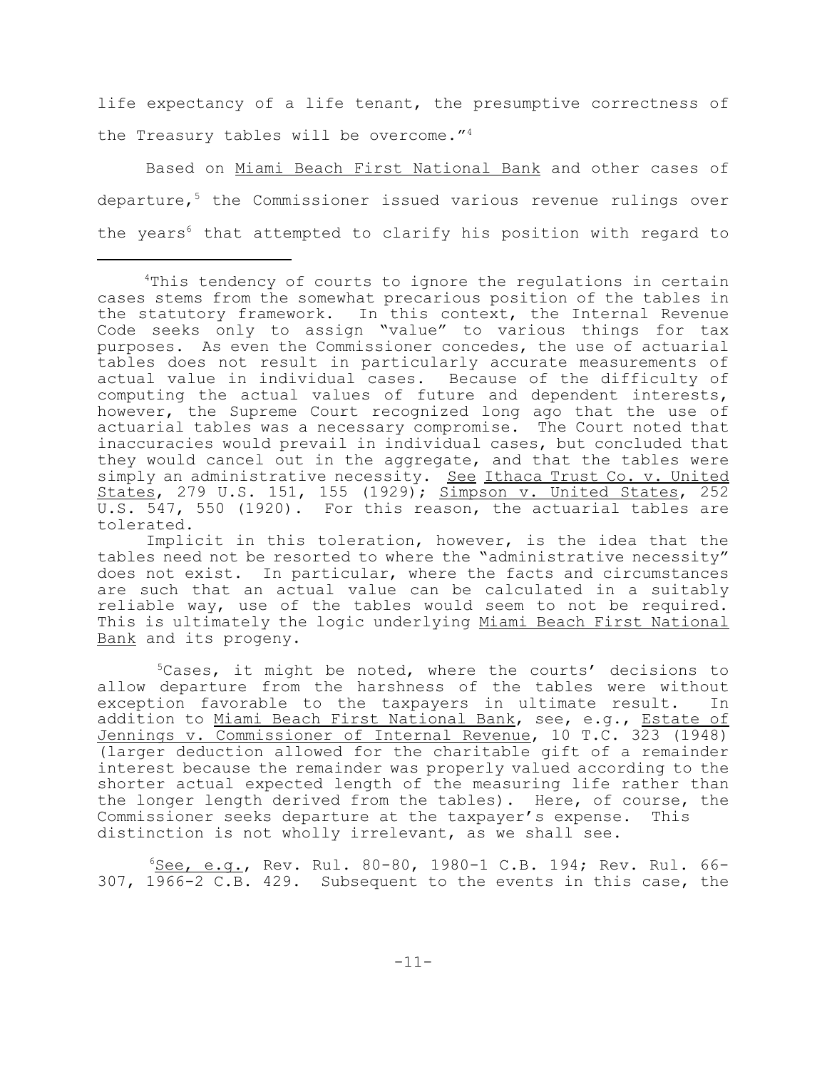life expectancy of a life tenant, the presumptive correctness of the Treasury tables will be overcome."[4]

Based on Miami Beach First National Bank and other cases of departure,[5] the Commissioner issued various revenue rulings over the years[6] that attempted to clarify his position with regard to

---

[4]This tendency of courts to ignore the regulations in certain cases stems from the somewhat precarious position of the tables in the statutory framework. In this context, the Internal Revenue Code seeks only to assign "value" to various things for tax purposes. As even the Commissioner concedes, the use of actuarial tables does not result in particularly accurate measurements of actual value in individual cases. Because of the difficulty of computing the actual values of future and dependent interests, however, the Supreme Court recognized long ago that the use of actuarial tables was a necessary compromise. The Court noted that inaccuracies would prevail in individual cases, but concluded that they would cancel out in the aggregate, and that the tables were simply an administrative necessity. See Ithaca Trust Co. v. United States, 279 U.S. 151, 155 (1929); Simpson v. United States, 252 U.S. 547, 550 (1920). For this reason, the actuarial tables are tolerated.

Implicit in this toleration, however, is the idea that the tables need not be resorted to where the "administrative necessity" does not exist. In particular, where the facts and circumstances are such that an actual value can be calculated in a suitably reliable way, use of the tables would seem to not be required. This is ultimately the logic underlying Miami Beach First National Bank and its progeny.

[5]Cases, it might be noted, where the courts' decisions to allow departure from the harshness of the tables were without exception favorable to the taxpayers in ultimate result. In addition to Miami Beach First National Bank, see, e.g., Estate of Jennings v. Commissioner of Internal Revenue, 10 T.C. 323 (1948) (larger deduction allowed for the charitable gift of a remainder interest because the remainder was properly valued according to the shorter actual expected length of the measuring life rather than the longer length derived from the tables). Here, of course, the Commissioner seeks departure at the taxpayer's expense. This distinction is not wholly irrelevant, as we shall see.

[6]See, e.g., Rev. Rul. 80-80, 1980-1 C.B. 194; Rev. Rul. 66-307, 1966-2 C.B. 429. Subsequent to the events in this case, the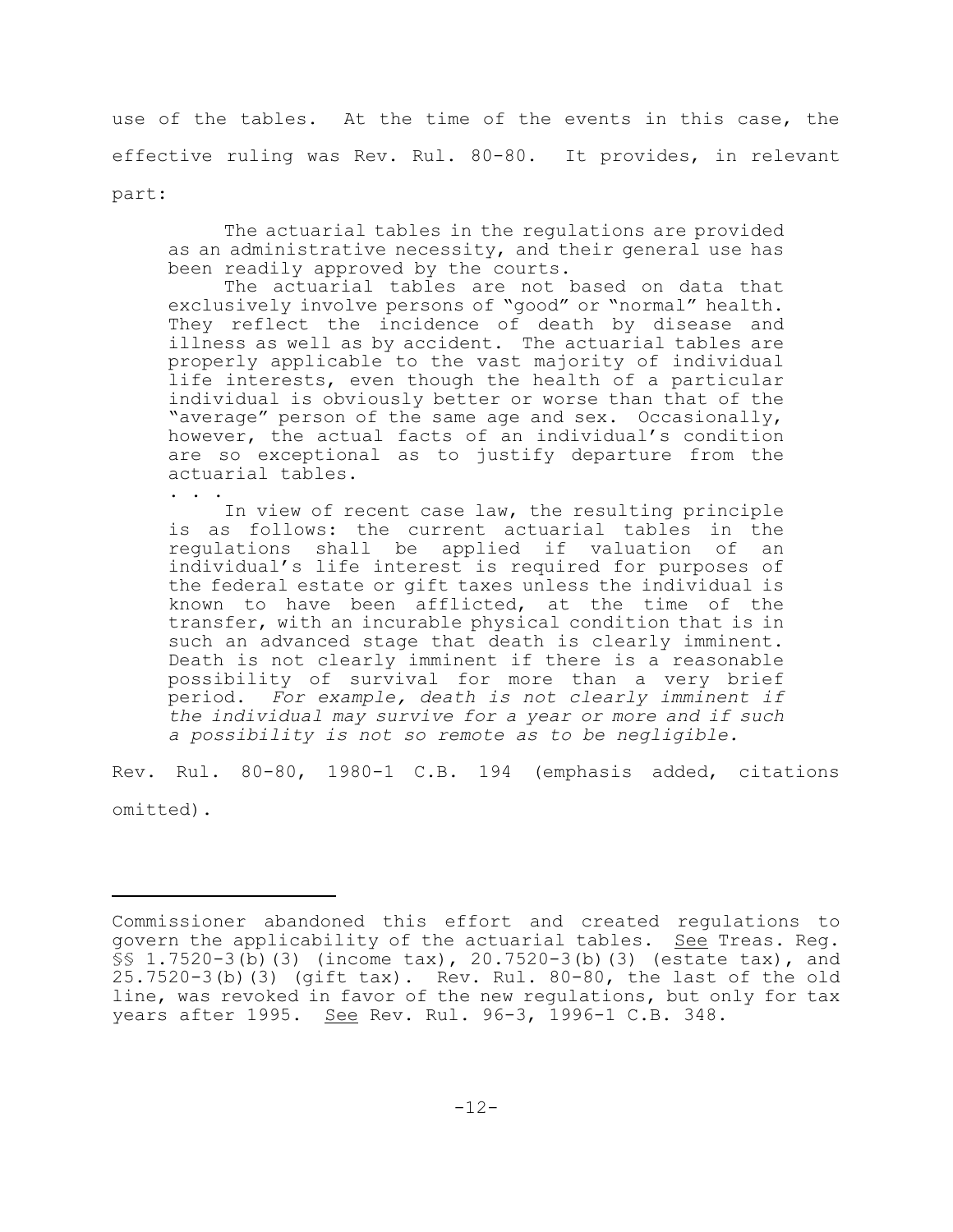use of the tables. At the time of the events in this case, the effective ruling was Rev. Rul. 80-80. It provides, in relevant part:

> The actuarial tables in the regulations are provided as an administrative necessity, and their general use has been readily approved by the courts.
>
> The actuarial tables are not based on data that exclusively involve persons of "good" or "normal" health. They reflect the incidence of death by disease and illness as well as by accident. The actuarial tables are properly applicable to the vast majority of individual life interests, even though the health of a particular individual is obviously better or worse than that of the "average" person of the same age and sex. Occasionally, however, the actual facts of an individual's condition are so exceptional as to justify departure from the actuarial tables.
>
> . . .
>
> In view of recent case law, the resulting principle is as follows: the current actuarial tables in the regulations shall be applied if valuation of an individual's life interest is required for purposes of the federal estate or gift taxes unless the individual is known to have been afflicted, at the time of the transfer, with an incurable physical condition that is in such an advanced stage that death is clearly imminent. Death is not clearly imminent if there is a reasonable possibility of survival for more than a very brief period. *For example, death is not clearly imminent if the individual may survive for a year or more and if such a possibility is not so remote as to be negligible.*

Rev. Rul. 80-80, 1980-1 C.B. 194 (emphasis added, citations omitted).

---

Commissioner abandoned this effort and created regulations to govern the applicability of the actuarial tables. See Treas. Reg. §§ 1.7520-3(b)(3) (income tax), 20.7520-3(b)(3) (estate tax), and 25.7520-3(b)(3) (gift tax). Rev. Rul. 80-80, the last of the old line, was revoked in favor of the new regulations, but only for tax years after 1995. See Rev. Rul. 96-3, 1996-1 C.B. 348.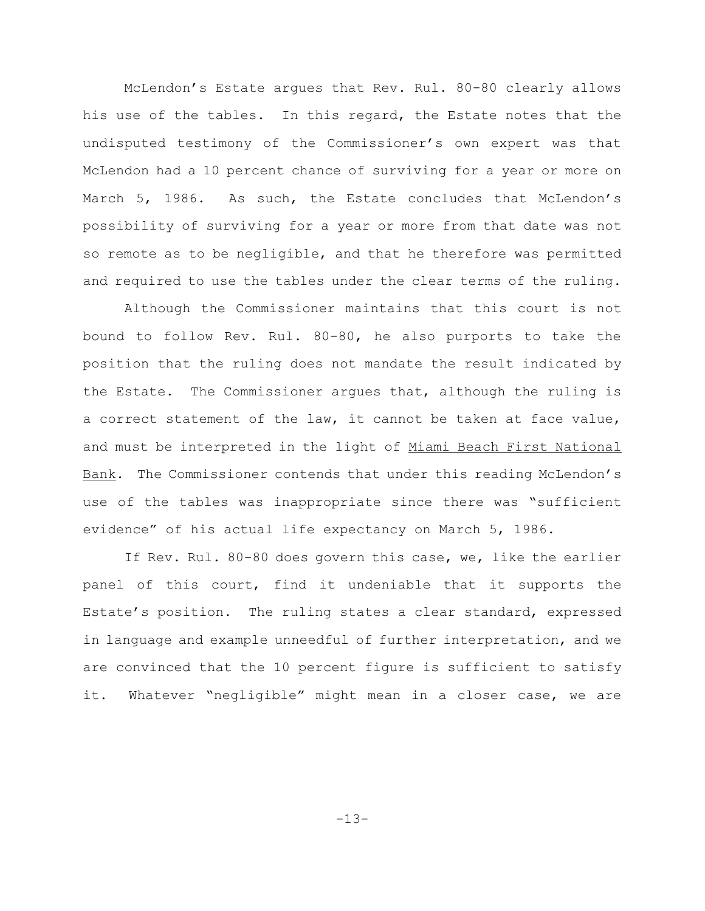McLendon's Estate argues that Rev. Rul. 80-80 clearly allows his use of the tables. In this regard, the Estate notes that the undisputed testimony of the Commissioner's own expert was that McLendon had a 10 percent chance of surviving for a year or more on March 5, 1986. As such, the Estate concludes that McLendon's possibility of surviving for a year or more from that date was not so remote as to be negligible, and that he therefore was permitted and required to use the tables under the clear terms of the ruling.

Although the Commissioner maintains that this court is not bound to follow Rev. Rul. 80-80, he also purports to take the position that the ruling does not mandate the result indicated by the Estate. The Commissioner argues that, although the ruling is a correct statement of the law, it cannot be taken at face value, and must be interpreted in the light of Miami Beach First National Bank. The Commissioner contends that under this reading McLendon's use of the tables was inappropriate since there was "sufficient evidence" of his actual life expectancy on March 5, 1986.

If Rev. Rul. 80-80 does govern this case, we, like the earlier panel of this court, find it undeniable that it supports the Estate's position. The ruling states a clear standard, expressed in language and example unneedful of further interpretation, and we are convinced that the 10 percent figure is sufficient to satisfy it. Whatever "negligible" might mean in a closer case, we are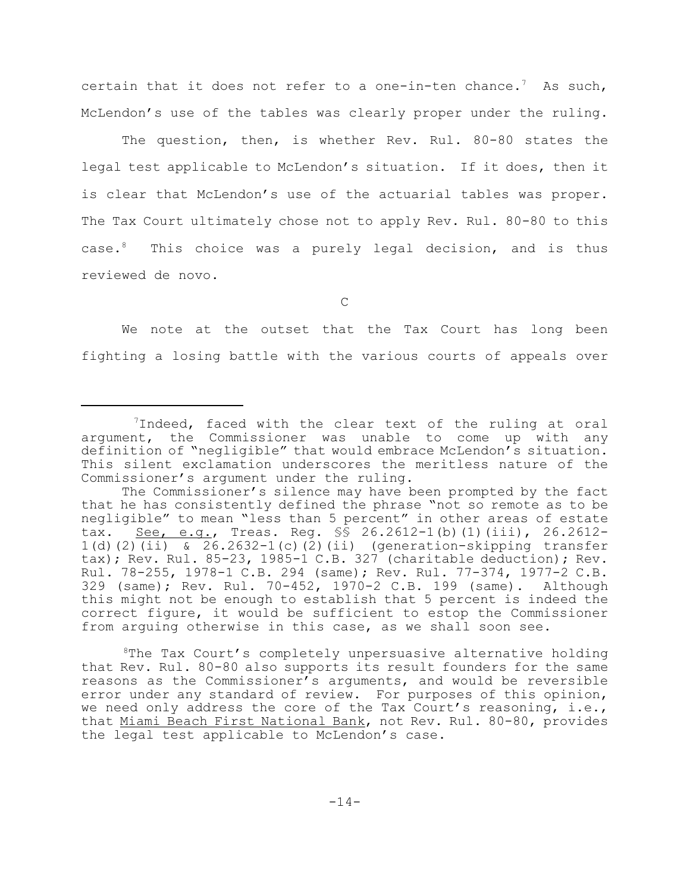certain that it does not refer to a one-in-ten chance.[7] As such, McLendon's use of the tables was clearly proper under the ruling.

The question, then, is whether Rev. Rul. 80-80 states the legal test applicable to McLendon's situation. If it does, then it is clear that McLendon's use of the actuarial tables was proper. The Tax Court ultimately chose not to apply Rev. Rul. 80-80 to this case.[8] This choice was a purely legal decision, and is thus reviewed de novo.

C

We note at the outset that the Tax Court has long been fighting a losing battle with the various courts of appeals over

---

[7]Indeed, faced with the clear text of the ruling at oral argument, the Commissioner was unable to come up with any definition of "negligible" that would embrace McLendon's situation. This silent exclamation underscores the meritless nature of the Commissioner's argument under the ruling.

The Commissioner's silence may have been prompted by the fact that he has consistently defined the phrase "not so remote as to be negligible" to mean "less than 5 percent" in other areas of estate tax. See, e.g., Treas. Reg. §§ 26.2612-1(b)(1)(iii), 26.2612-1(d)(2)(ii) & 26.2632-1(c)(2)(ii) (generation-skipping transfer tax); Rev. Rul. 85-23, 1985-1 C.B. 327 (charitable deduction); Rev. Rul. 78-255, 1978-1 C.B. 294 (same); Rev. Rul. 77-374, 1977-2 C.B. 329 (same); Rev. Rul. 70-452, 1970-2 C.B. 199 (same). Although this might not be enough to establish that 5 percent is indeed the correct figure, it would be sufficient to estop the Commissioner from arguing otherwise in this case, as we shall soon see.

[8]The Tax Court's completely unpersuasive alternative holding that Rev. Rul. 80-80 also supports its result founders for the same reasons as the Commissioner's arguments, and would be reversible error under any standard of review. For purposes of this opinion, we need only address the core of the Tax Court's reasoning, i.e., that Miami Beach First National Bank, not Rev. Rul. 80-80, provides the legal test applicable to McLendon's case.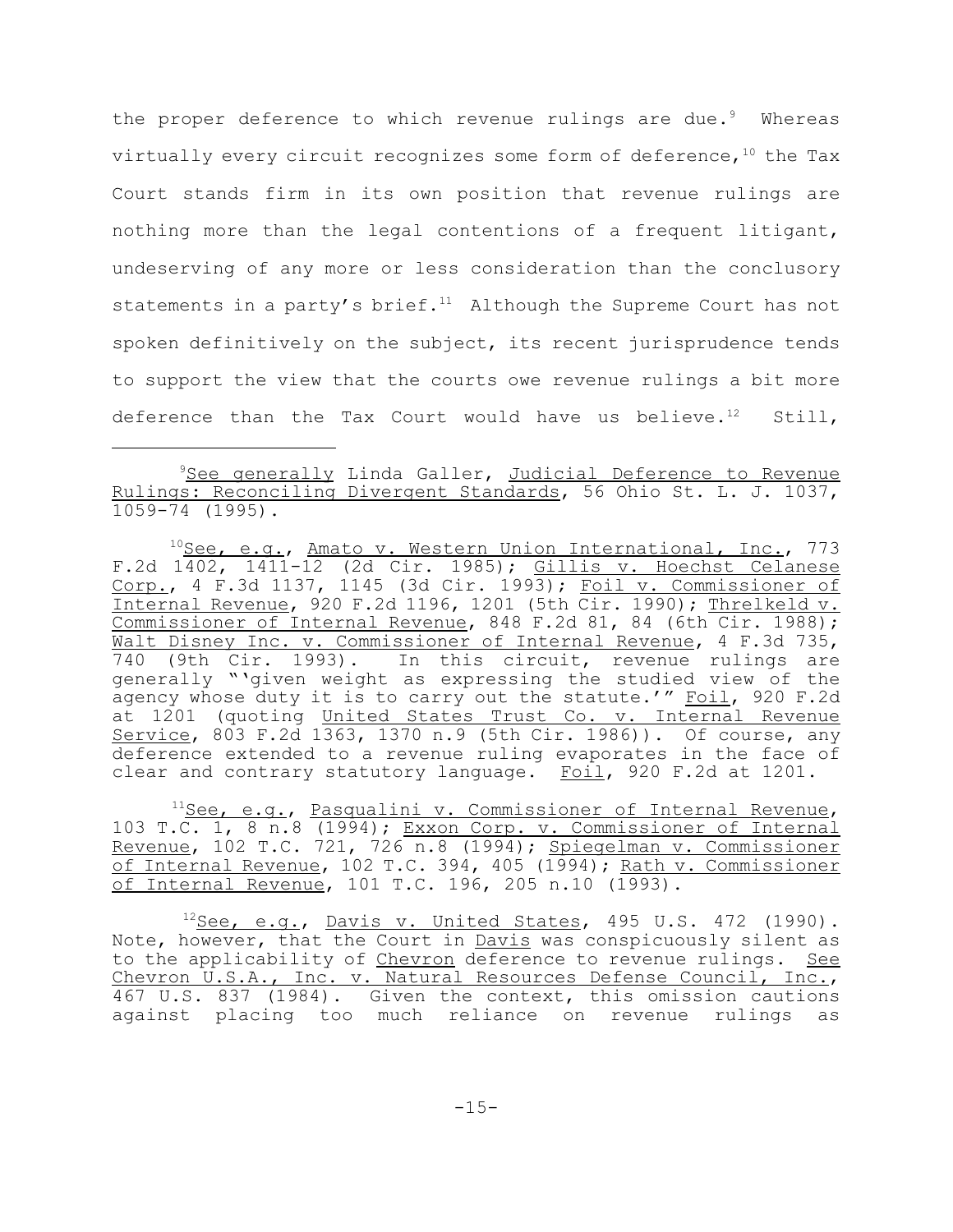the proper deference to which revenue rulings are due.[9] Whereas virtually every circuit recognizes some form of deference,[10] the Tax Court stands firm in its own position that revenue rulings are nothing more than the legal contentions of a frequent litigant, undeserving of any more or less consideration than the conclusory statements in a party's brief.[11] Although the Supreme Court has not spoken definitively on the subject, its recent jurisprudence tends to support the view that the courts owe revenue rulings a bit more deference than the Tax Court would have us believe.[12] Still,

---

[9]See generally Linda Galler, Judicial Deference to Revenue Rulings: Reconciling Divergent Standards, 56 Ohio St. L. J. 1037, 1059-74 (1995).

[10]See, e.g., Amato v. Western Union International, Inc., 773 F.2d 1402, 1411-12 (2d Cir. 1985); Gillis v. Hoechst Celanese Corp., 4 F.3d 1137, 1145 (3d Cir. 1993); Foil v. Commissioner of Internal Revenue, 920 F.2d 1196, 1201 (5th Cir. 1990); Threlkeld v. Commissioner of Internal Revenue, 848 F.2d 81, 84 (6th Cir. 1988); Walt Disney Inc. v. Commissioner of Internal Revenue, 4 F.3d 735, 740 (9th Cir. 1993). In this circuit, revenue rulings are generally "'given weight as expressing the studied view of the agency whose duty it is to carry out the statute.'" Foil, 920 F.2d at 1201 (quoting United States Trust Co. v. Internal Revenue Service, 803 F.2d 1363, 1370 n.9 (5th Cir. 1986)). Of course, any deference extended to a revenue ruling evaporates in the face of clear and contrary statutory language. Foil, 920 F.2d at 1201.

[11]See, e.g., Pasqualini v. Commissioner of Internal Revenue, 103 T.C. 1, 8 n.8 (1994); Exxon Corp. v. Commissioner of Internal Revenue, 102 T.C. 721, 726 n.8 (1994); Spiegelman v. Commissioner of Internal Revenue, 102 T.C. 394, 405 (1994); Rath v. Commissioner of Internal Revenue, 101 T.C. 196, 205 n.10 (1993).

[12]See, e.g., Davis v. United States, 495 U.S. 472 (1990). Note, however, that the Court in Davis was conspicuously silent as to the applicability of Chevron deference to revenue rulings. See Chevron U.S.A., Inc. v. Natural Resources Defense Council, Inc., 467 U.S. 837 (1984). Given the context, this omission cautions against placing too much reliance on revenue rulings as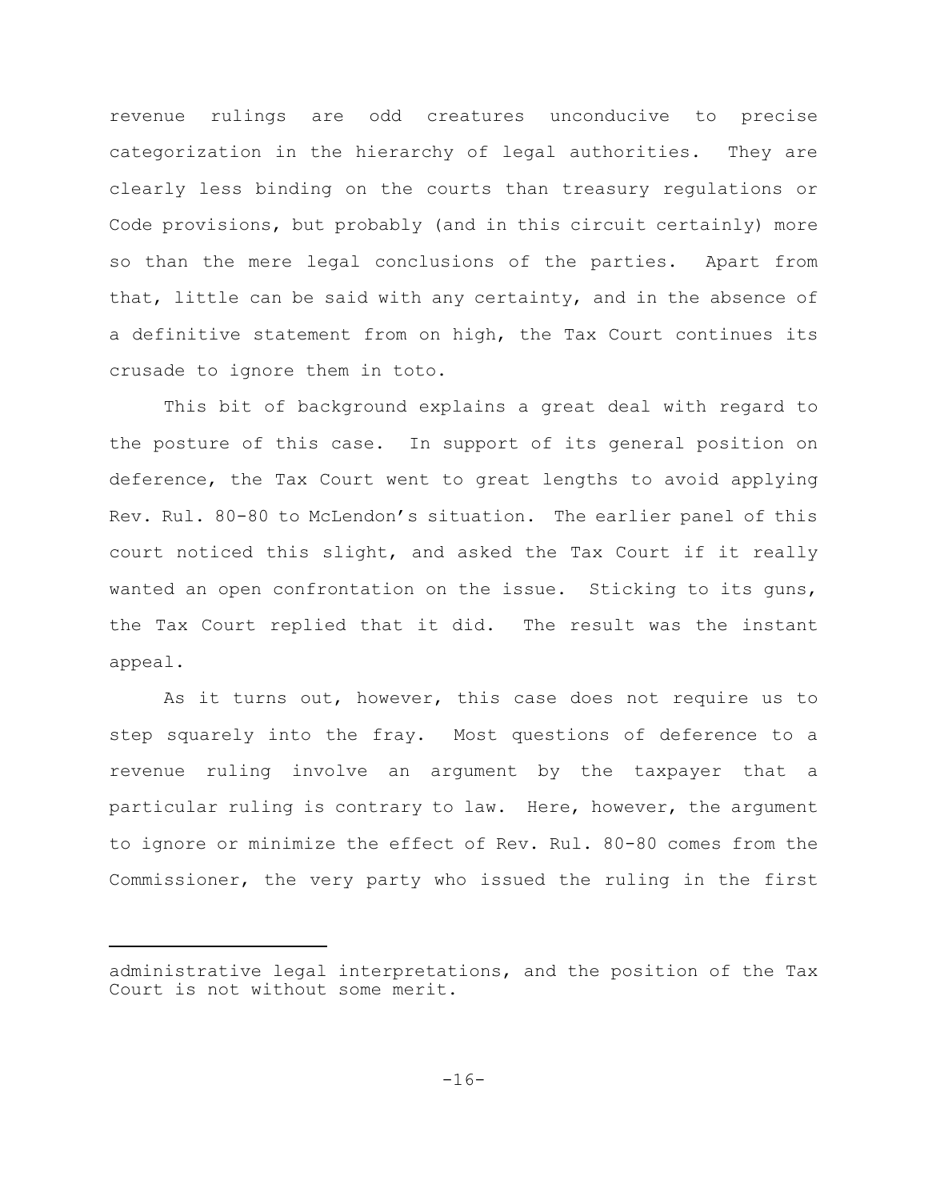revenue rulings are odd creatures unconducive to precise categorization in the hierarchy of legal authorities. They are clearly less binding on the courts than treasury regulations or Code provisions, but probably (and in this circuit certainly) more so than the mere legal conclusions of the parties. Apart from that, little can be said with any certainty, and in the absence of a definitive statement from on high, the Tax Court continues its crusade to ignore them in toto.

This bit of background explains a great deal with regard to the posture of this case. In support of its general position on deference, the Tax Court went to great lengths to avoid applying Rev. Rul. 80-80 to McLendon's situation. The earlier panel of this court noticed this slight, and asked the Tax Court if it really wanted an open confrontation on the issue. Sticking to its guns, the Tax Court replied that it did. The result was the instant appeal.

As it turns out, however, this case does not require us to step squarely into the fray. Most questions of deference to a revenue ruling involve an argument by the taxpayer that a particular ruling is contrary to law. Here, however, the argument to ignore or minimize the effect of Rev. Rul. 80-80 comes from the Commissioner, the very party who issued the ruling in the first

---

administrative legal interpretations, and the position of the Tax Court is not without some merit.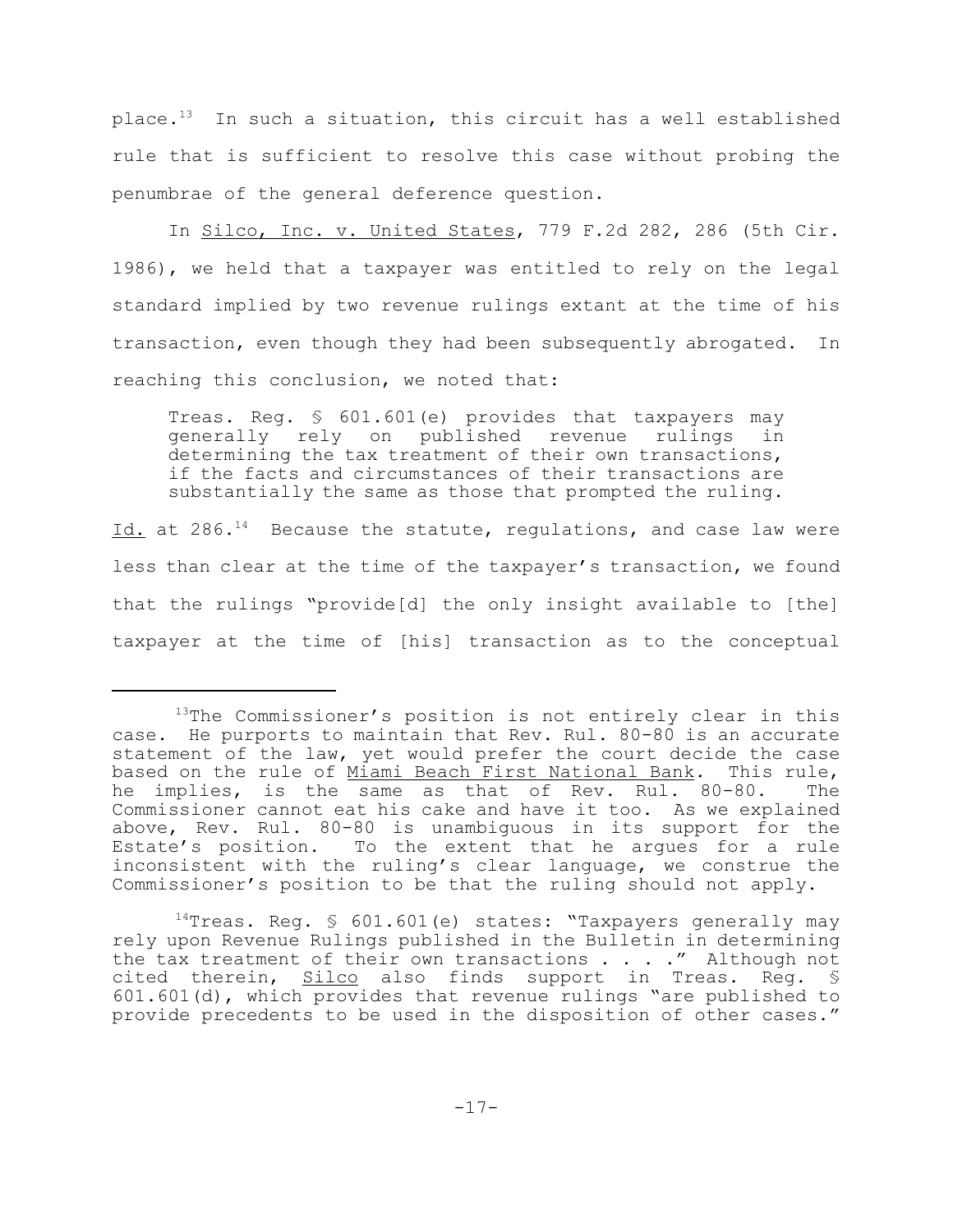place.[13] In such a situation, this circuit has a well established rule that is sufficient to resolve this case without probing the penumbrae of the general deference question.

In Silco, Inc. v. United States, 779 F.2d 282, 286 (5th Cir. 1986), we held that a taxpayer was entitled to rely on the legal standard implied by two revenue rulings extant at the time of his transaction, even though they had been subsequently abrogated. In reaching this conclusion, we noted that:

> Treas. Reg. § 601.601(e) provides that taxpayers may generally rely on published revenue rulings in determining the tax treatment of their own transactions, if the facts and circumstances of their transactions are substantially the same as those that prompted the ruling.

Id. at 286.[14] Because the statute, regulations, and case law were less than clear at the time of the taxpayer's transaction, we found that the rulings "provide[d] the only insight available to [the] taxpayer at the time of [his] transaction as to the conceptual

---

[13] The Commissioner's position is not entirely clear in this case. He purports to maintain that Rev. Rul. 80-80 is an accurate statement of the law, yet would prefer the court decide the case based on the rule of Miami Beach First National Bank. This rule, he implies, is the same as that of Rev. Rul. 80-80. The Commissioner cannot eat his cake and have it too. As we explained above, Rev. Rul. 80-80 is unambiguous in its support for the Estate's position. To the extent that he argues for a rule inconsistent with the ruling's clear language, we construe the Commissioner's position to be that the ruling should not apply.

[14] Treas. Reg. § 601.601(e) states: "Taxpayers generally may rely upon Revenue Rulings published in the Bulletin in determining the tax treatment of their own transactions . . . ." Although not cited therein, Silco also finds support in Treas. Reg. § 601.601(d), which provides that revenue rulings "are published to provide precedents to be used in the disposition of other cases."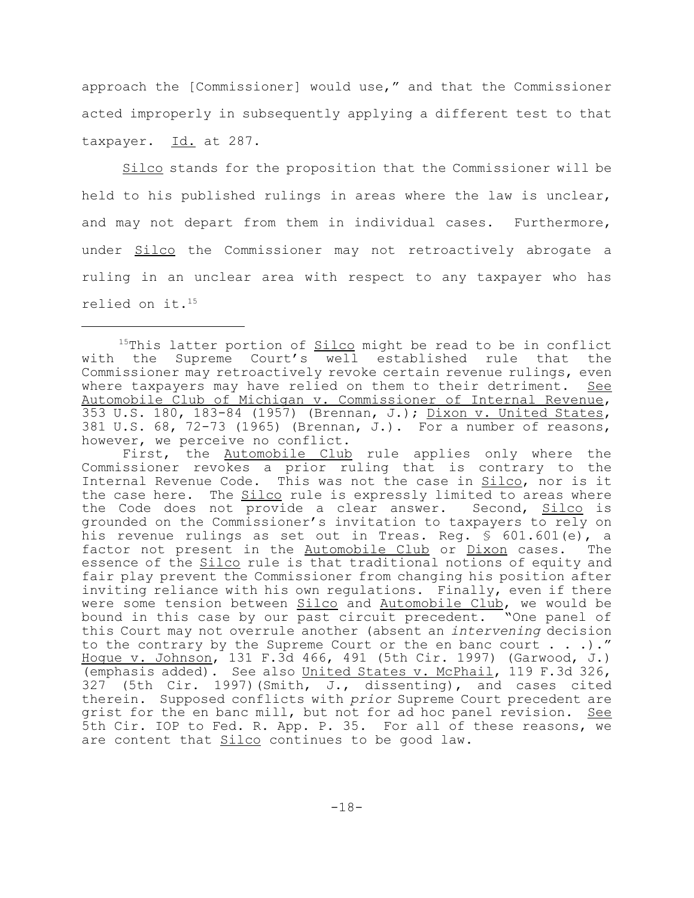approach the [Commissioner] would use," and that the Commissioner acted improperly in subsequently applying a different test to that taxpayer. Id. at 287.

Silco stands for the proposition that the Commissioner will be held to his published rulings in areas where the law is unclear, and may not depart from them in individual cases. Furthermore, under Silco the Commissioner may not retroactively abrogate a ruling in an unclear area with respect to any taxpayer who has relied on it.[15]

---

[15]This latter portion of Silco might be read to be in conflict with the Supreme Court's well established rule that the Commissioner may retroactively revoke certain revenue rulings, even where taxpayers may have relied on them to their detriment. See Automobile Club of Michigan v. Commissioner of Internal Revenue, 353 U.S. 180, 183-84 (1957) (Brennan, J.); Dixon v. United States, 381 U.S. 68, 72-73 (1965) (Brennan, J.). For a number of reasons, however, we perceive no conflict.

First, the Automobile Club rule applies only where the Commissioner revokes a prior ruling that is contrary to the Internal Revenue Code. This was not the case in Silco, nor is it the case here. The Silco rule is expressly limited to areas where the Code does not provide a clear answer. Second, Silco is grounded on the Commissioner's invitation to taxpayers to rely on his revenue rulings as set out in Treas. Reg. § 601.601(e), a factor not present in the Automobile Club or Dixon cases. The essence of the Silco rule is that traditional notions of equity and fair play prevent the Commissioner from changing his position after inviting reliance with his own regulations. Finally, even if there were some tension between Silco and Automobile Club, we would be bound in this case by our past circuit precedent. "One panel of this Court may not overrule another (absent an *intervening* decision to the contrary by the Supreme Court or the en banc court . . .)." Hogue v. Johnson, 131 F.3d 466, 491 (5th Cir. 1997) (Garwood, J.) (emphasis added). See also United States v. McPhail, 119 F.3d 326, 327 (5th Cir. 1997)(Smith, J., dissenting), and cases cited therein. Supposed conflicts with *prior* Supreme Court precedent are grist for the en banc mill, but not for ad hoc panel revision. See 5th Cir. IOP to Fed. R. App. P. 35. For all of these reasons, we are content that Silco continues to be good law.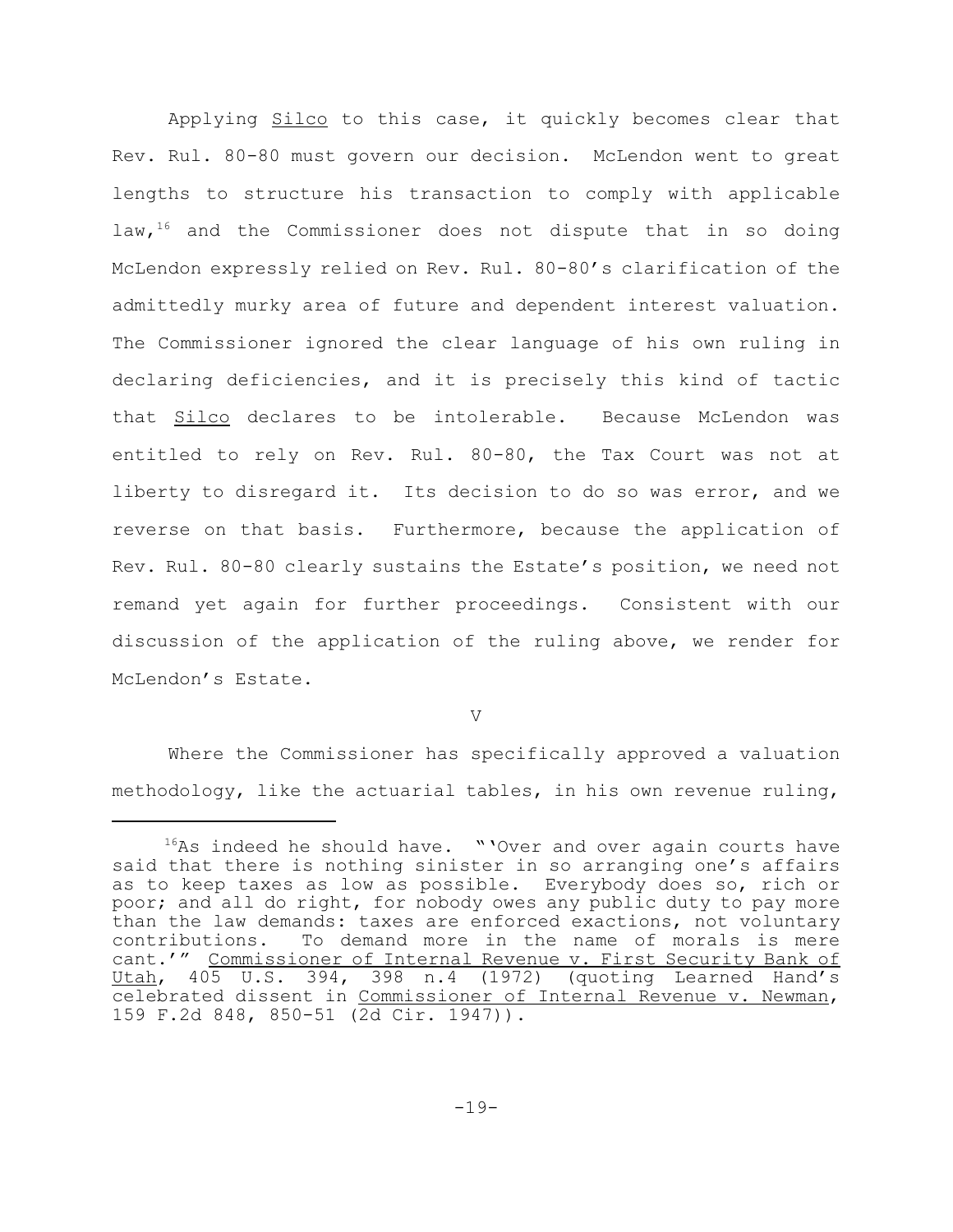Applying Silco to this case, it quickly becomes clear that Rev. Rul. 80-80 must govern our decision. McLendon went to great lengths to structure his transaction to comply with applicable law,[16] and the Commissioner does not dispute that in so doing McLendon expressly relied on Rev. Rul. 80-80's clarification of the admittedly murky area of future and dependent interest valuation. The Commissioner ignored the clear language of his own ruling in declaring deficiencies, and it is precisely this kind of tactic that Silco declares to be intolerable. Because McLendon was entitled to rely on Rev. Rul. 80-80, the Tax Court was not at liberty to disregard it. Its decision to do so was error, and we reverse on that basis. Furthermore, because the application of Rev. Rul. 80-80 clearly sustains the Estate's position, we need not remand yet again for further proceedings. Consistent with our discussion of the application of the ruling above, we render for McLendon's Estate.

V

Where the Commissioner has specifically approved a valuation methodology, like the actuarial tables, in his own revenue ruling,

---

[16] As indeed he should have. "'Over and over again courts have said that there is nothing sinister in so arranging one's affairs as to keep taxes as low as possible. Everybody does so, rich or poor; and all do right, for nobody owes any public duty to pay more than the law demands: taxes are enforced exactions, not voluntary contributions. To demand more in the name of morals is mere cant.'" Commissioner of Internal Revenue v. First Security Bank of Utah, 405 U.S. 394, 398 n.4 (1972) (quoting Learned Hand's celebrated dissent in Commissioner of Internal Revenue v. Newman, 159 F.2d 848, 850-51 (2d Cir. 1947)).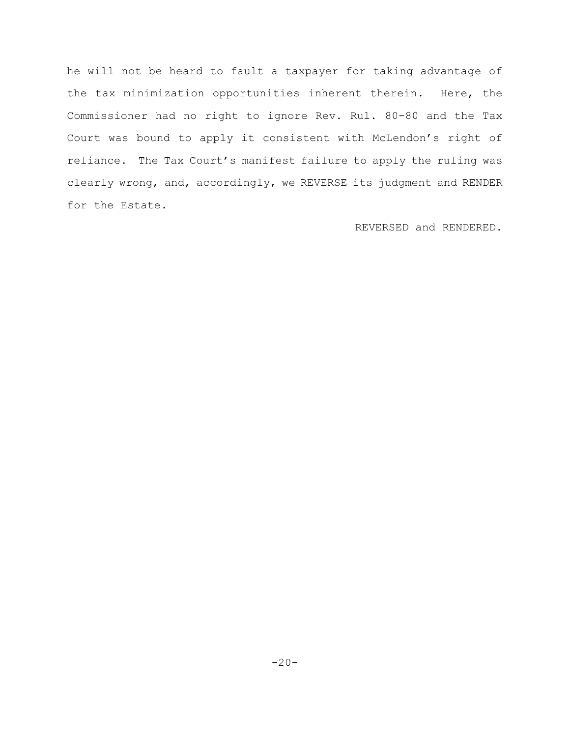he will not be heard to fault a taxpayer for taking advantage of the tax minimization opportunities inherent therein. Here, the Commissioner had no right to ignore Rev. Rul. 80-80 and the Tax Court was bound to apply it consistent with McLendon's right of reliance. The Tax Court's manifest failure to apply the ruling was clearly wrong, and, accordingly, we REVERSE its judgment and RENDER for the Estate.

REVERSED and RENDERED.